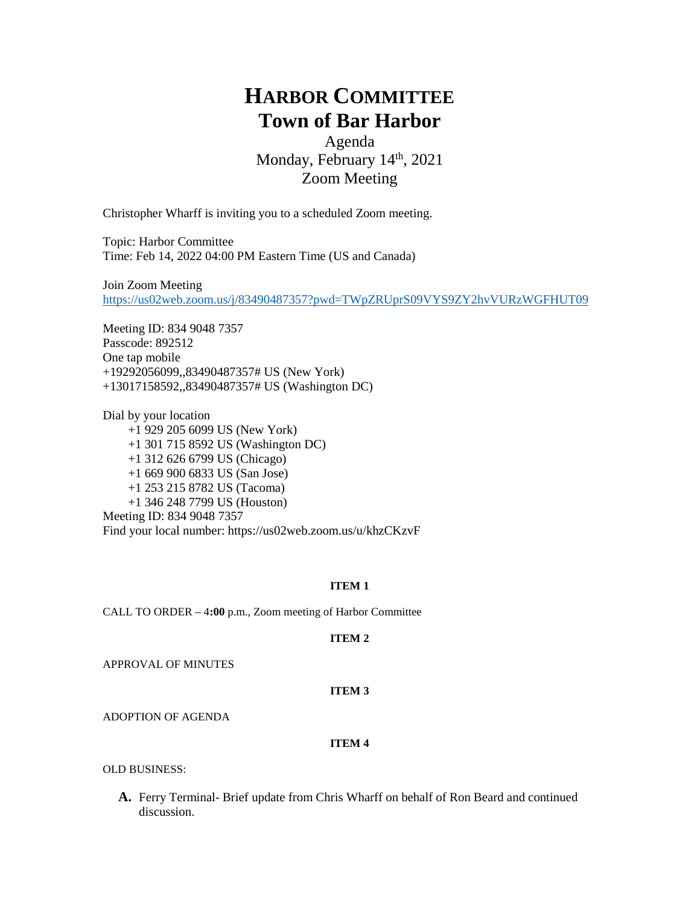# HARBOR COMMITTEE
# Town of Bar Harbor

Agenda
Monday, February 14th, 2021
Zoom Meeting

Christopher Wharff is inviting you to a scheduled Zoom meeting.

Topic: Harbor Committee
Time: Feb 14, 2022 04:00 PM Eastern Time (US and Canada)

Join Zoom Meeting
https://us02web.zoom.us/j/83490487357?pwd=TWpZRUprS09VYS9ZY2hvVURzWGFHUT09

Meeting ID: 834 9048 7357
Passcode: 892512
One tap mobile
+19292056099,,83490487357# US (New York)
+13017158592,,83490487357# US (Washington DC)

Dial by your location
+1 929 205 6099 US (New York)
+1 301 715 8592 US (Washington DC)
+1 312 626 6799 US (Chicago)
+1 669 900 6833 US (San Jose)
+1 253 215 8782 US (Tacoma)
+1 346 248 7799 US (Houston)
Meeting ID: 834 9048 7357
Find your local number: https://us02web.zoom.us/u/khzCKzvF

**ITEM 1**

CALL TO ORDER – 4**:00** p.m., Zoom meeting of Harbor Committee

**ITEM 2**

APPROVAL OF MINUTES

**ITEM 3**

ADOPTION OF AGENDA

**ITEM 4**

OLD BUSINESS:

**A.** Ferry Terminal- Brief update from Chris Wharff on behalf of Ron Beard and continued discussion.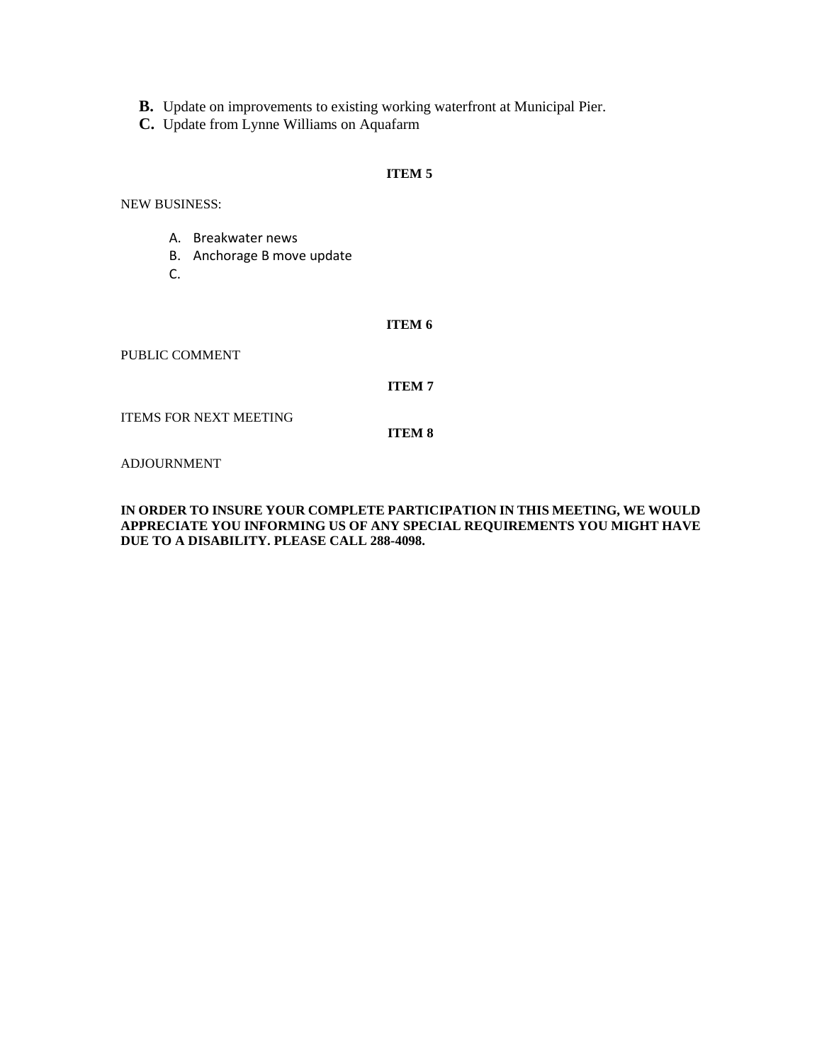**B.** Update on improvements to existing working waterfront at Municipal Pier.
**C.** Update from Lynne Williams on Aquafarm

**ITEM 5**

NEW BUSINESS:

A. Breakwater news
B. Anchorage B move update
C.

**ITEM 6**

PUBLIC COMMENT

**ITEM 7**

ITEMS FOR NEXT MEETING

**ITEM 8**

ADJOURNMENT

**IN ORDER TO INSURE YOUR COMPLETE PARTICIPATION IN THIS MEETING, WE WOULD APPRECIATE YOU INFORMING US OF ANY SPECIAL REQUIREMENTS YOU MIGHT HAVE DUE TO A DISABILITY. PLEASE CALL 288-4098.**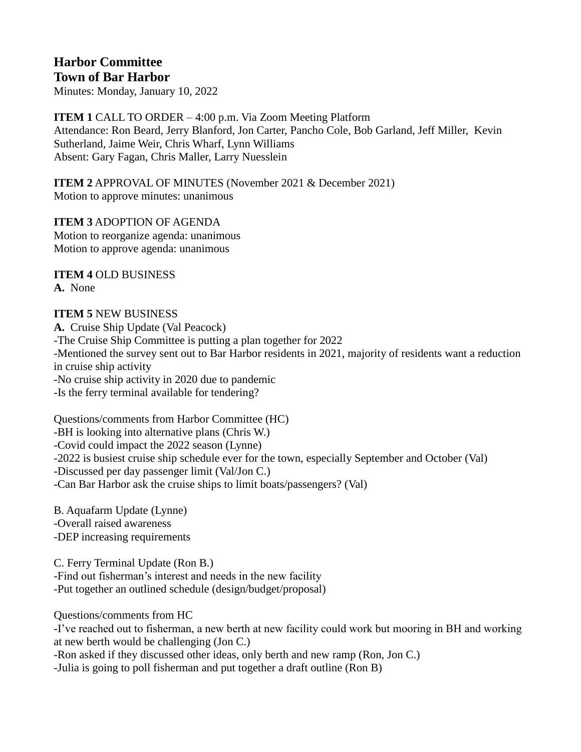**Harbor Committee**
**Town of Bar Harbor**

Minutes: Monday, January 10, 2022

**ITEM 1** CALL TO ORDER – 4:00 p.m. Via Zoom Meeting Platform
Attendance: Ron Beard, Jerry Blanford, Jon Carter, Pancho Cole, Bob Garland, Jeff Miller, Kevin Sutherland, Jaime Weir, Chris Wharf, Lynn Williams
Absent: Gary Fagan, Chris Maller, Larry Nuesslein

**ITEM 2** APPROVAL OF MINUTES (November 2021 & December 2021)
Motion to approve minutes: unanimous

**ITEM 3** ADOPTION OF AGENDA
Motion to reorganize agenda: unanimous
Motion to approve agenda: unanimous

**ITEM 4** OLD BUSINESS
**A.** None

**ITEM 5** NEW BUSINESS
**A.** Cruise Ship Update (Val Peacock)
-The Cruise Ship Committee is putting a plan together for 2022
-Mentioned the survey sent out to Bar Harbor residents in 2021, majority of residents want a reduction in cruise ship activity
-No cruise ship activity in 2020 due to pandemic
-Is the ferry terminal available for tendering?

Questions/comments from Harbor Committee (HC)
-BH is looking into alternative plans (Chris W.)
-Covid could impact the 2022 season (Lynne)
-2022 is busiest cruise ship schedule ever for the town, especially September and October (Val)
-Discussed per day passenger limit (Val/Jon C.)
-Can Bar Harbor ask the cruise ships to limit boats/passengers? (Val)

B. Aquafarm Update (Lynne)
-Overall raised awareness
-DEP increasing requirements

C. Ferry Terminal Update (Ron B.)
-Find out fisherman's interest and needs in the new facility
-Put together an outlined schedule (design/budget/proposal)

Questions/comments from HC
-I've reached out to fisherman, a new berth at new facility could work but mooring in BH and working at new berth would be challenging (Jon C.)
-Ron asked if they discussed other ideas, only berth and new ramp (Ron, Jon C.)
-Julia is going to poll fisherman and put together a draft outline (Ron B)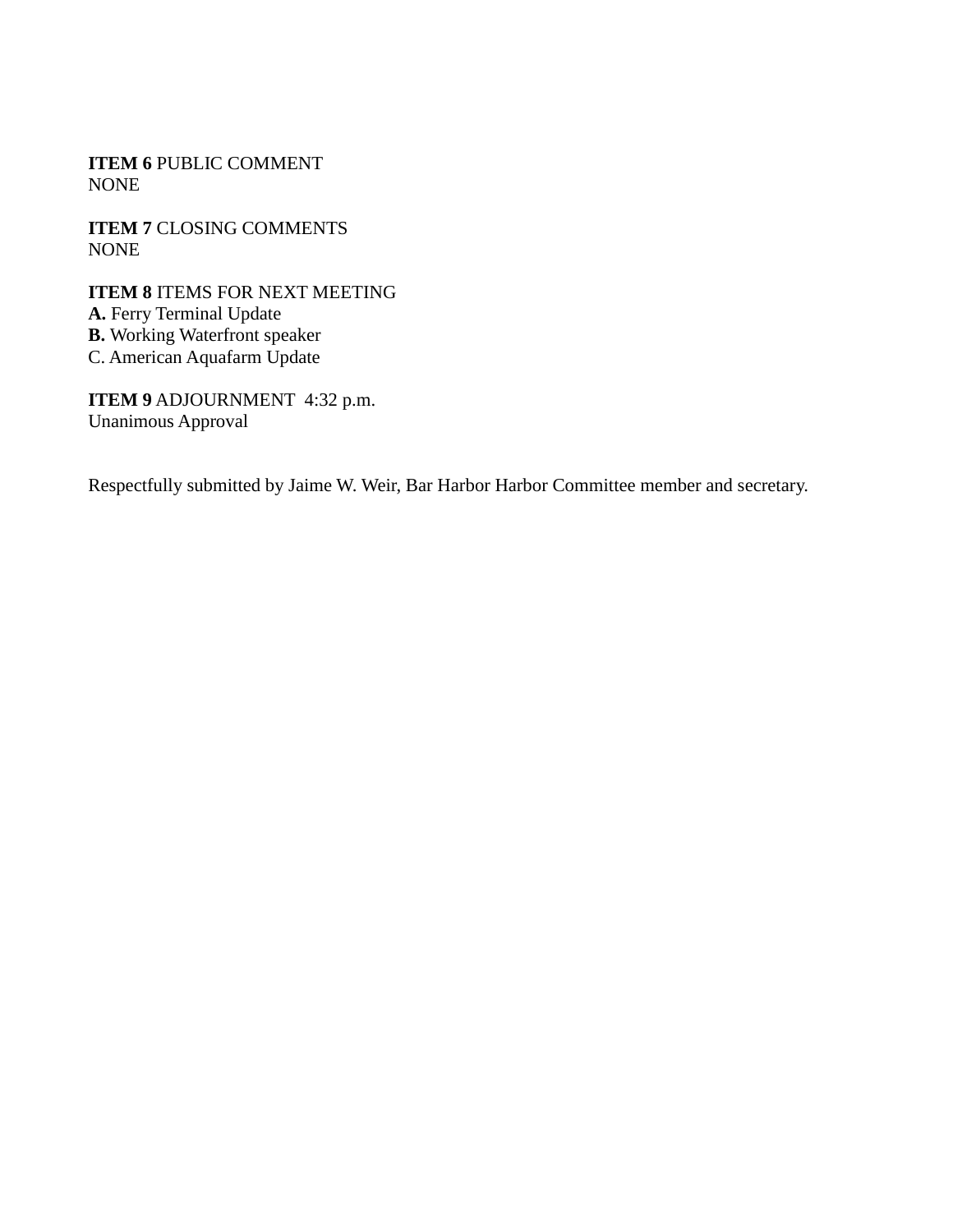**ITEM 6** PUBLIC COMMENT
NONE

**ITEM 7** CLOSING COMMENTS
NONE

**ITEM 8** ITEMS FOR NEXT MEETING
**A.** Ferry Terminal Update
**B.** Working Waterfront speaker
C. American Aquafarm Update

**ITEM 9** ADJOURNMENT 4:32 p.m.
Unanimous Approval

Respectfully submitted by Jaime W. Weir, Bar Harbor Harbor Committee member and secretary.